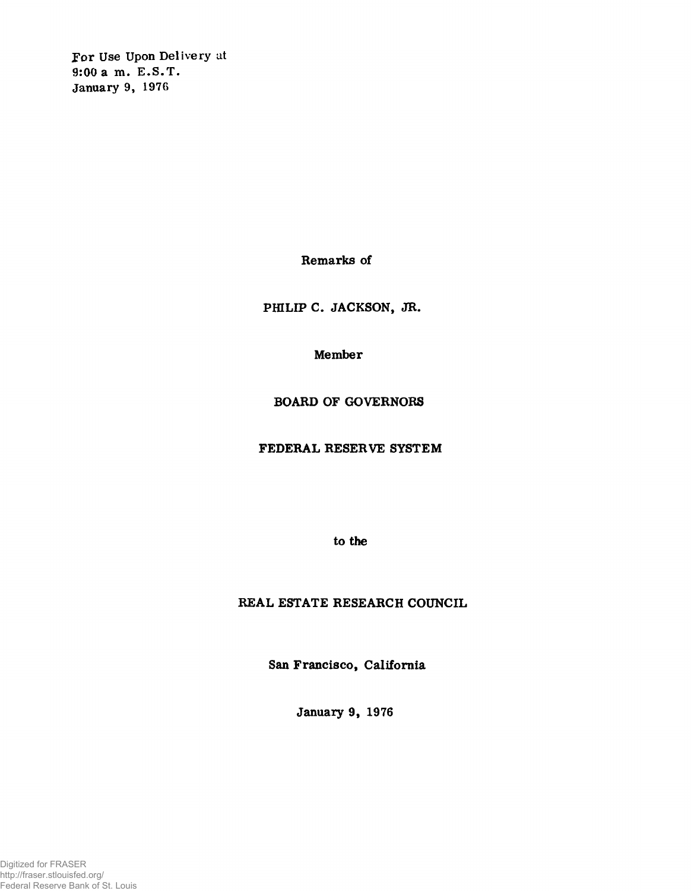For Use Upon Delivery at
9:00 a.m. E.S.T.
January 9, 1976

Remarks of

PHILIP C. JACKSON, JR.

Member

BOARD OF GOVERNORS

FEDERAL RESERVE SYSTEM

to the

REAL ESTATE RESEARCH COUNCIL

San Francisco, California

January 9, 1976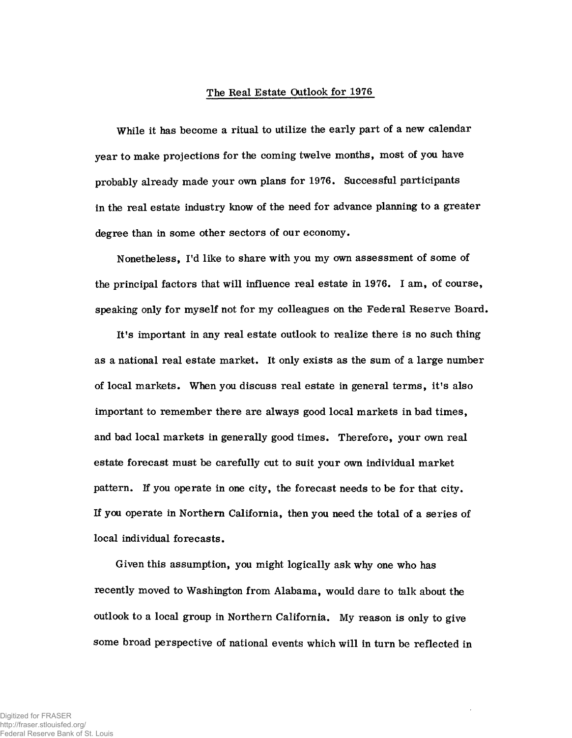## The Real Estate Outlook for 1976

While it has become a ritual to utilize the early part of a new calendar year to make projections for the coming twelve months, most of you have probably already made your own plans for 1976. Successful participants in the real estate industry know of the need for advance planning to a greater degree than in some other sectors of our economy.

Nonetheless, I'd like to share with you my own assessment of some of the principal factors that will influence real estate in 1976. I am, of course, speaking only for myself not for my colleagues on the Federal Reserve Board.

It's important in any real estate outlook to realize there is no such thing as a national real estate market. It only exists as the sum of a large number of local markets. When you discuss real estate in general terms, it's also important to remember there are always good local markets in bad times, and bad local markets in generally good times. Therefore, your own real estate forecast must be carefully cut to suit your own individual market pattern. If you operate in one city, the forecast needs to be for that city. If you operate in Northern California, then you need the total of a series of local individual forecasts.

Given this assumption, you might logically ask why one who has recently moved to Washington from Alabama, would dare to talk about the outlook to a local group in Northern California. My reason is only to give some broad perspective of national events which will in turn be reflected in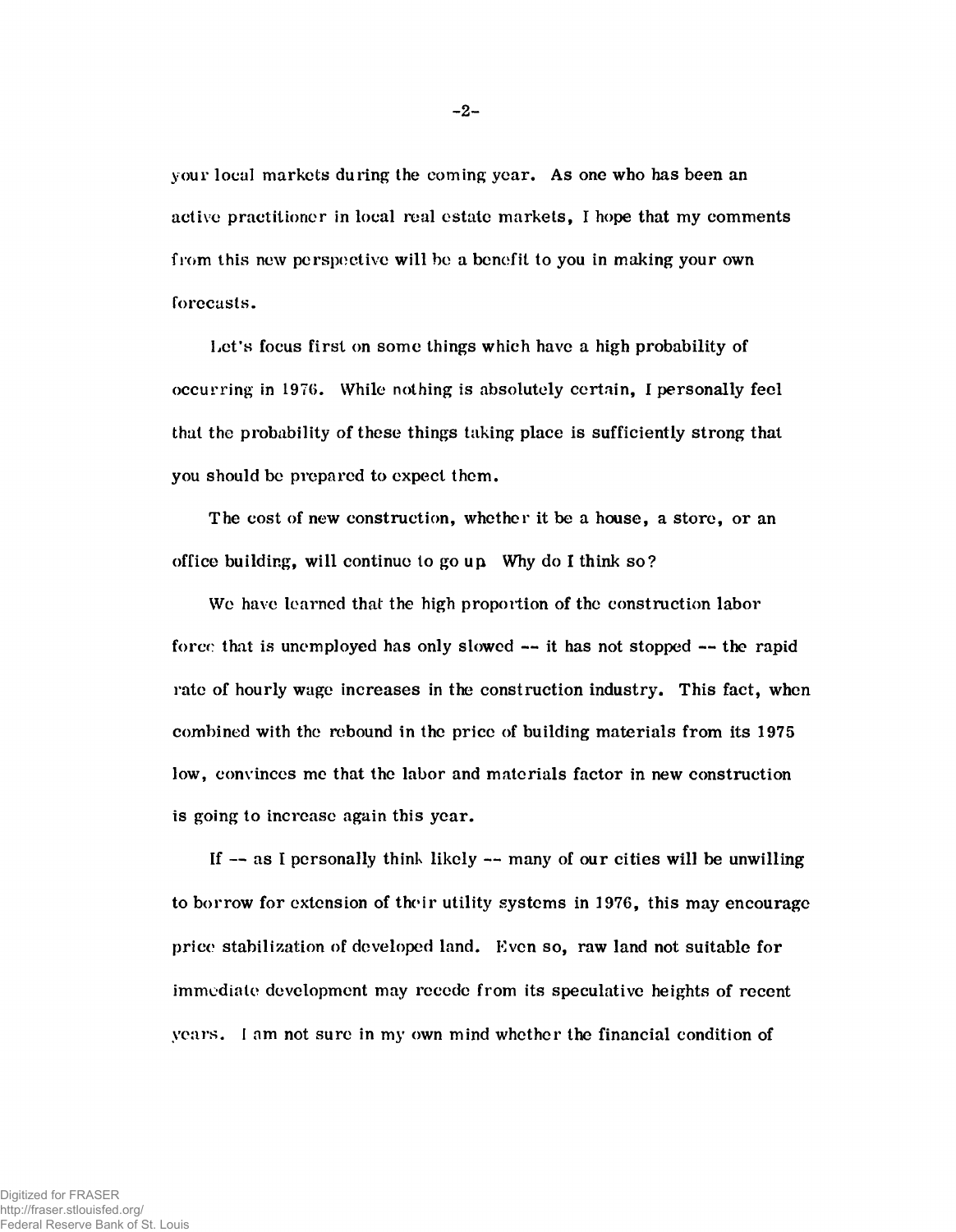your local markets during the coming year. As one who has been an active practitioner in local real estate markets, I hope that my comments from this new perspective will be a benefit to you in making your own forecasts.

Let's focus first on some things which have a high probability of occurring in 1976. While nothing is absolutely certain, I personally feel that the probability of these things taking place is sufficiently strong that you should be prepared to expect them.

The cost of new construction, whether it be a house, a store, or an office building, will continue to go up. Why do I think so?

We have learned that the high proportion of the construction labor force that is unemployed has only slowed -- it has not stopped -- the rapid rate of hourly wage increases in the construction industry. This fact, when combined with the rebound in the price of building materials from its 1975 low, convinces me that the labor and materials factor in new construction is going to increase again this year.

If -- as I personally think likely -- many of our cities will be unwilling to borrow for extension of their utility systems in 1976, this may encourage price stabilization of developed land. Even so, raw land not suitable for immediate development may recede from its speculative heights of recent years. I am not sure in my own mind whether the financial condition of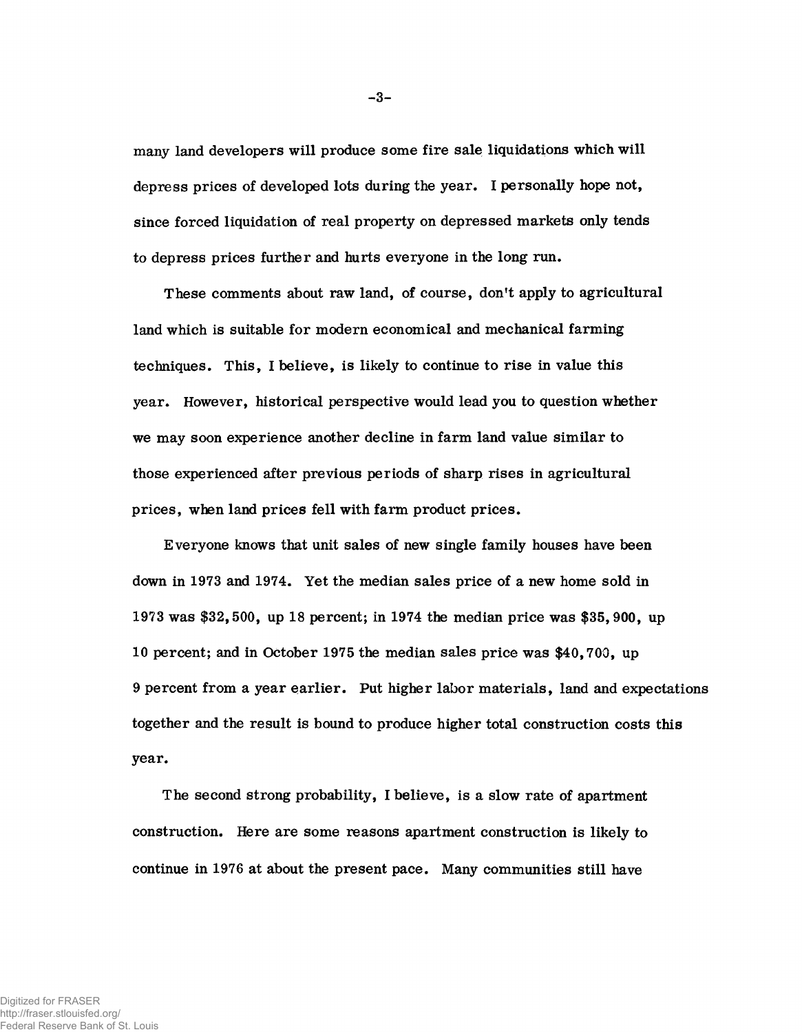many land developers will produce some fire sale liquidations which will depress prices of developed lots during the year. I personally hope not, since forced liquidation of real property on depressed markets only tends to depress prices further and hurts everyone in the long run.

These comments about raw land, of course, don't apply to agricultural land which is suitable for modern economical and mechanical farming techniques. This, I believe, is likely to continue to rise in value this year. However, historical perspective would lead you to question whether we may soon experience another decline in farm land value similar to those experienced after previous periods of sharp rises in agricultural prices, when land prices fell with farm product prices.

Everyone knows that unit sales of new single family houses have been down in 1973 and 1974. Yet the median sales price of a new home sold in 1973 was $32,500, up 18 percent; in 1974 the median price was $35,900, up 10 percent; and in October 1975 the median sales price was $40,700, up 9 percent from a year earlier. Put higher labor materials, land and expectations together and the result is bound to produce higher total construction costs this year.

The second strong probability, I believe, is a slow rate of apartment construction. Here are some reasons apartment construction is likely to continue in 1976 at about the present pace. Many communities still have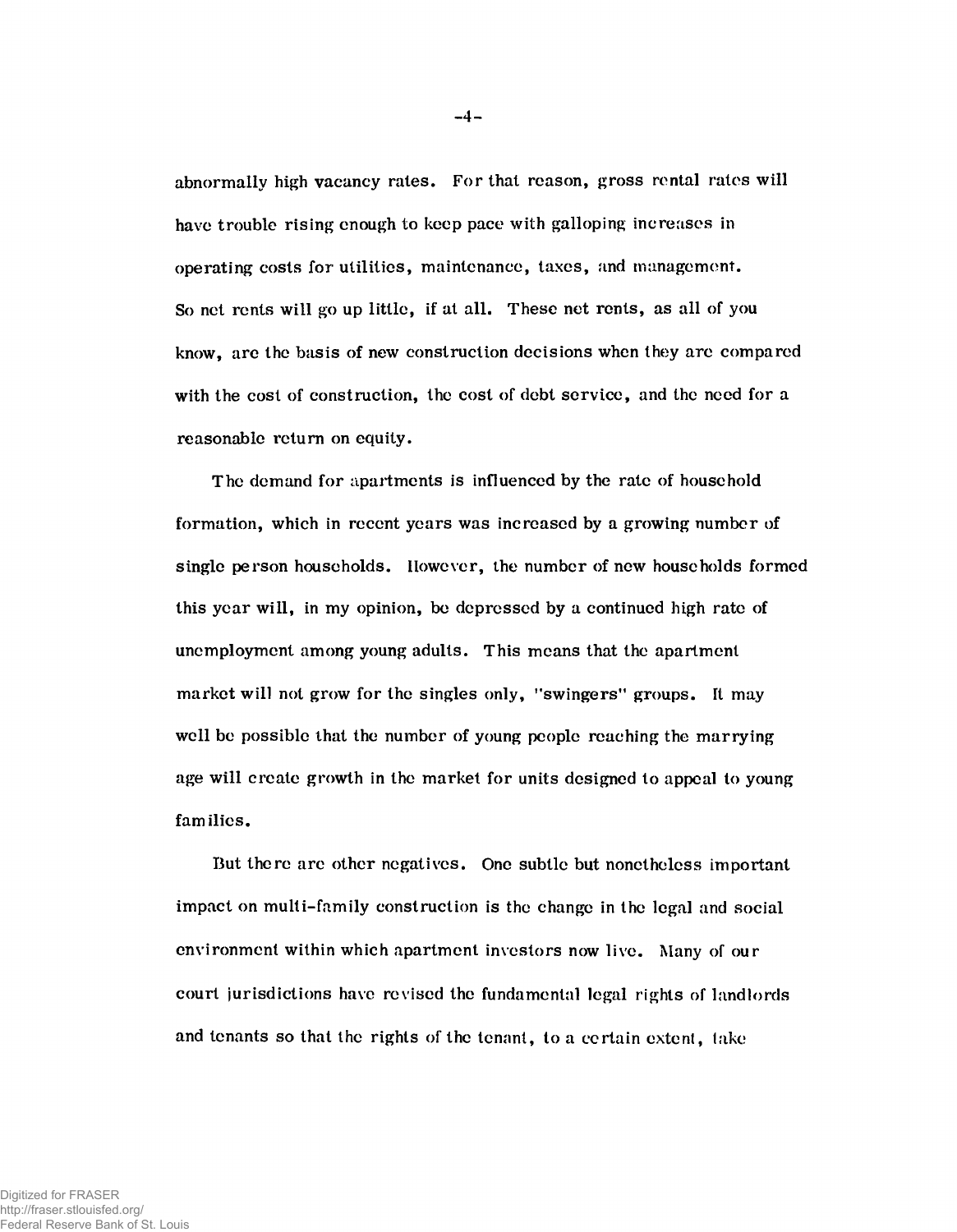abnormally high vacancy rates. For that reason, gross rental rates will have trouble rising enough to keep pace with galloping increases in operating costs for utilities, maintenance, taxes, and management. So net rents will go up little, if at all. These net rents, as all of you know, are the basis of new construction decisions when they are compared with the cost of construction, the cost of debt service, and the need for a reasonable return on equity.

The demand for apartments is influenced by the rate of household formation, which in recent years was increased by a growing number of single person households. However, the number of new households formed this year will, in my opinion, be depressed by a continued high rate of unemployment among young adults. This means that the apartment market will not grow for the singles only, "swingers" groups. It may well be possible that the number of young people reaching the marrying age will create growth in the market for units designed to appeal to young families.

But there are other negatives. One subtle but nonetheless important impact on multi-family construction is the change in the legal and social environment within which apartment investors now live. Many of our court jurisdictions have revised the fundamental legal rights of landlords and tenants so that the rights of the tenant, to a certain extent, take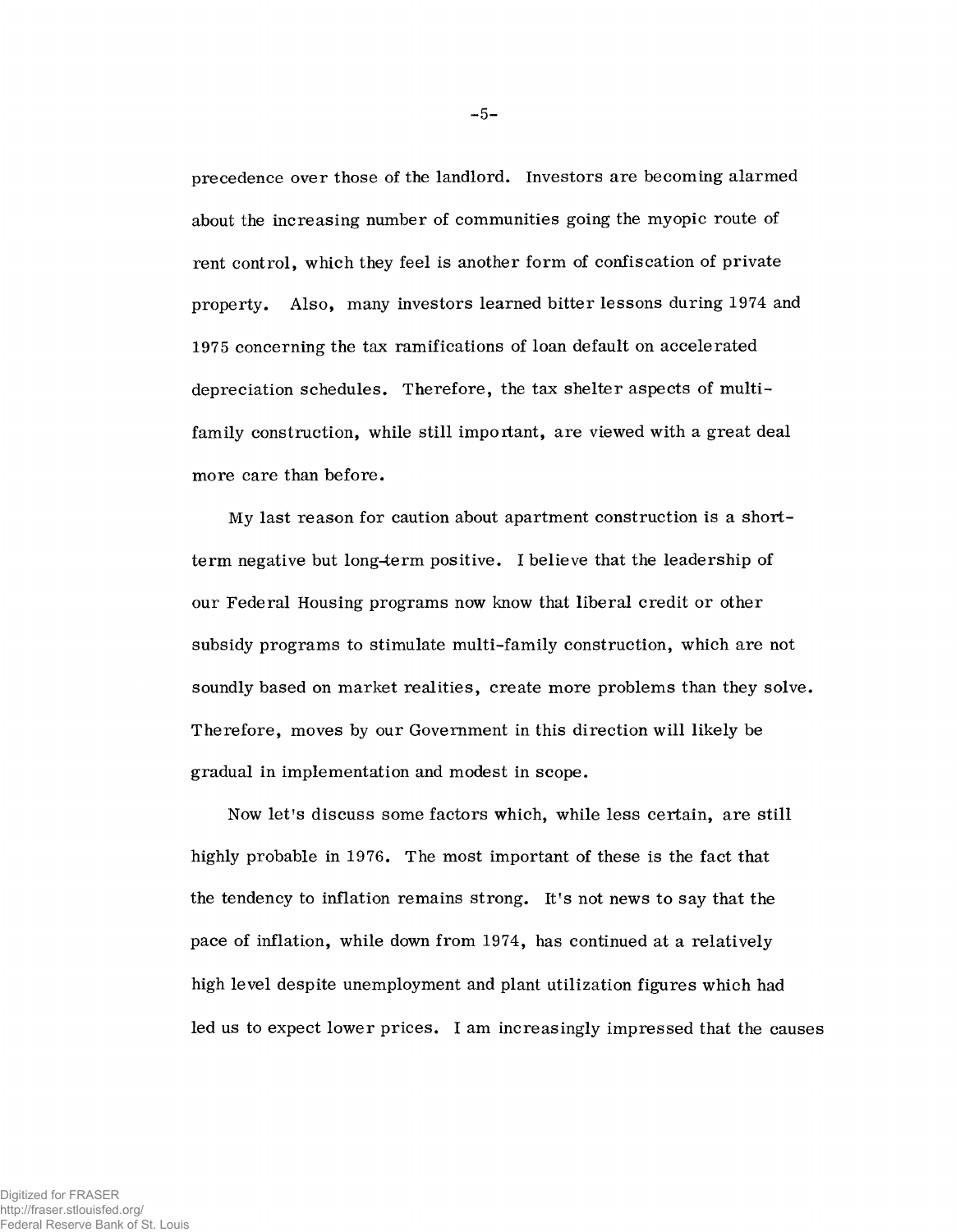precedence over those of the landlord. Investors are becoming alarmed about the increasing number of communities going the myopic route of rent control, which they feel is another form of confiscation of private property. Also, many investors learned bitter lessons during 1974 and 1975 concerning the tax ramifications of loan default on accelerated depreciation schedules. Therefore, the tax shelter aspects of multi-family construction, while still important, are viewed with a great deal more care than before.

My last reason for caution about apartment construction is a short-term negative but long-term positive. I believe that the leadership of our Federal Housing programs now know that liberal credit or other subsidy programs to stimulate multi-family construction, which are not soundly based on market realities, create more problems than they solve. Therefore, moves by our Government in this direction will likely be gradual in implementation and modest in scope.

Now let's discuss some factors which, while less certain, are still highly probable in 1976. The most important of these is the fact that the tendency to inflation remains strong. It's not news to say that the pace of inflation, while down from 1974, has continued at a relatively high level despite unemployment and plant utilization figures which had led us to expect lower prices. I am increasingly impressed that the causes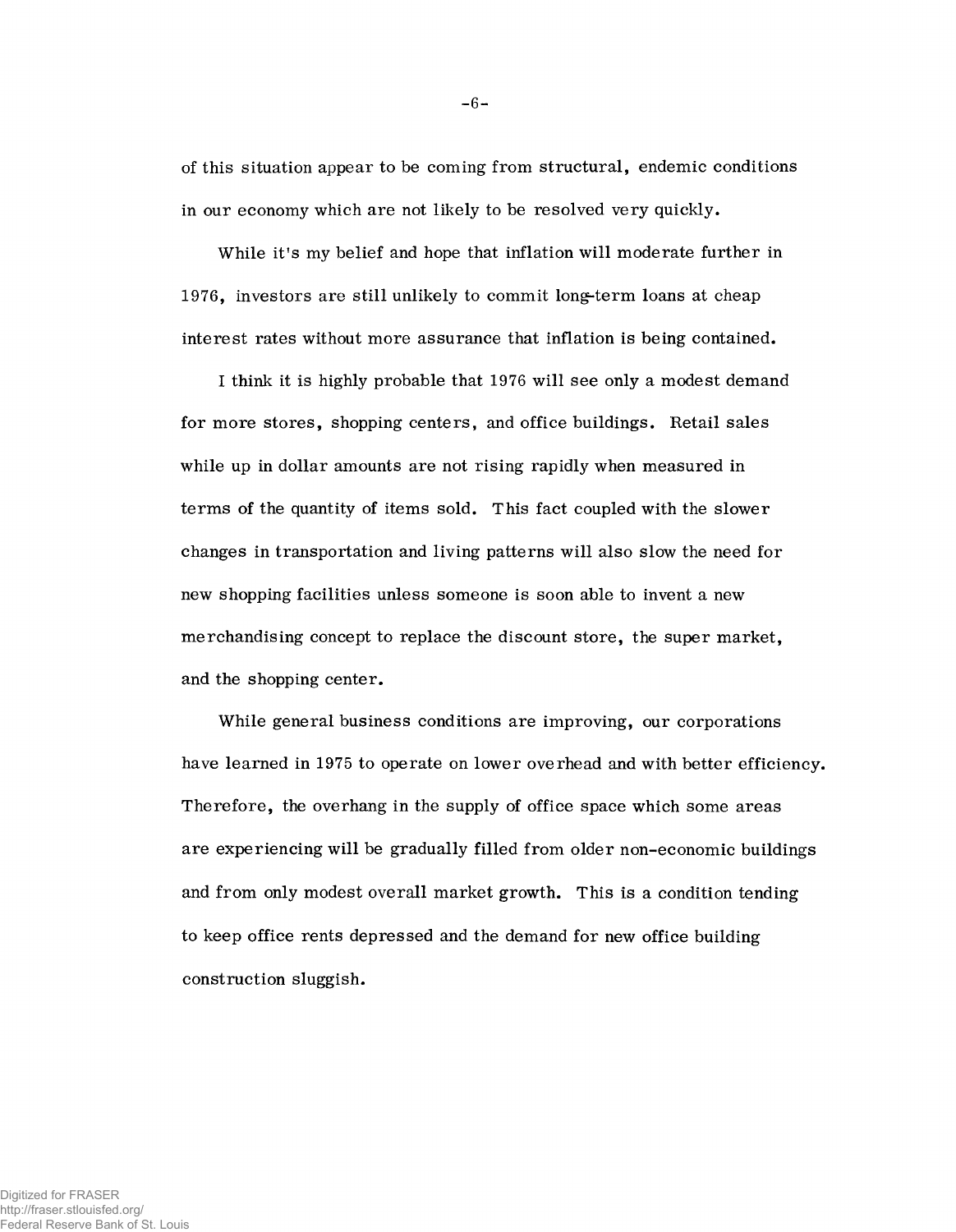of this situation appear to be coming from structural, endemic conditions in our economy which are not likely to be resolved very quickly.

While it's my belief and hope that inflation will moderate further in 1976, investors are still unlikely to commit long-term loans at cheap interest rates without more assurance that inflation is being contained.

I think it is highly probable that 1976 will see only a modest demand for more stores, shopping centers, and office buildings. Retail sales while up in dollar amounts are not rising rapidly when measured in terms of the quantity of items sold. This fact coupled with the slower changes in transportation and living patterns will also slow the need for new shopping facilities unless someone is soon able to invent a new merchandising concept to replace the discount store, the super market, and the shopping center.

While general business conditions are improving, our corporations have learned in 1975 to operate on lower overhead and with better efficiency. Therefore, the overhang in the supply of office space which some areas are experiencing will be gradually filled from older non-economic buildings and from only modest overall market growth. This is a condition tending to keep office rents depressed and the demand for new office building construction sluggish.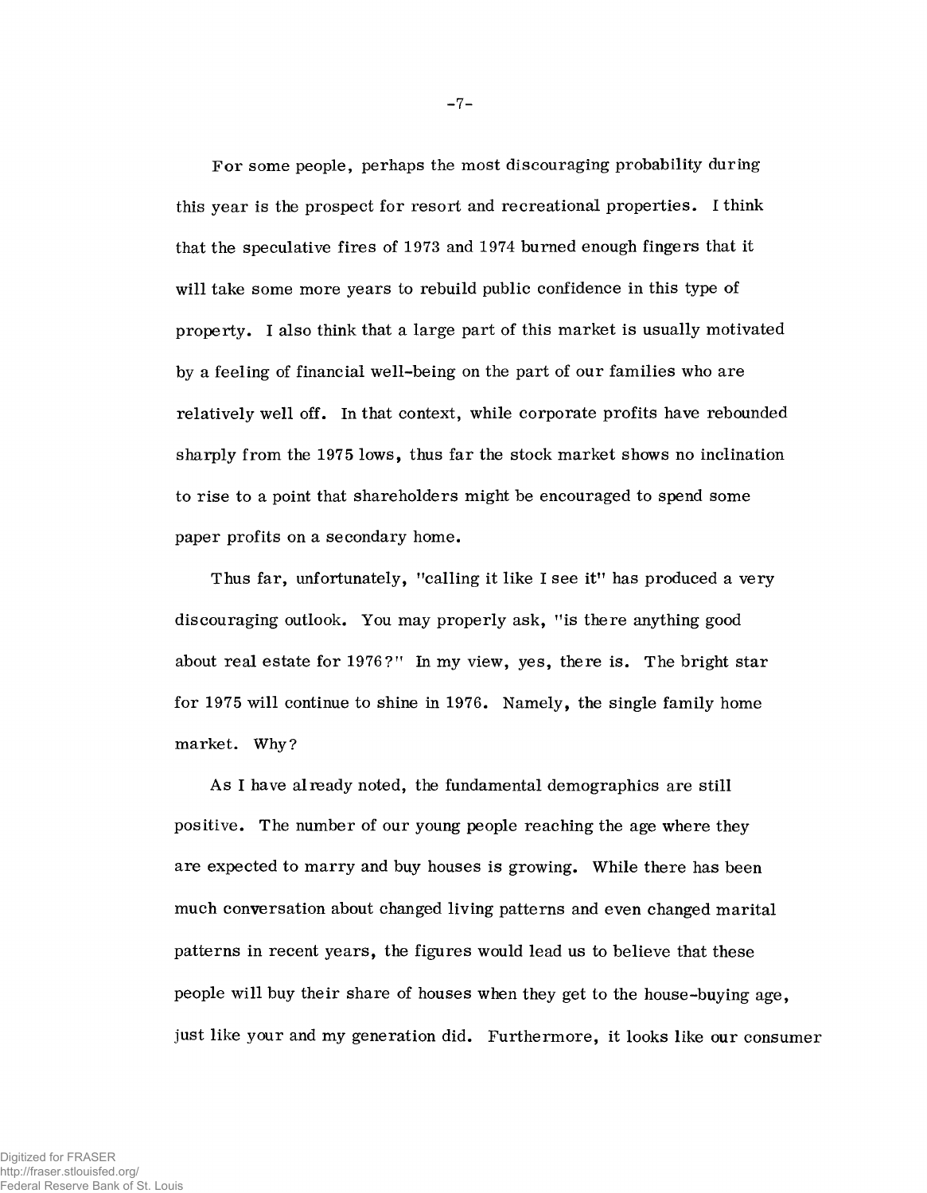For some people, perhaps the most discouraging probability during this year is the prospect for resort and recreational properties. I think that the speculative fires of 1973 and 1974 burned enough fingers that it will take some more years to rebuild public confidence in this type of property. I also think that a large part of this market is usually motivated by a feeling of financial well-being on the part of our families who are relatively well off. In that context, while corporate profits have rebounded sharply from the 1975 lows, thus far the stock market shows no inclination to rise to a point that shareholders might be encouraged to spend some paper profits on a secondary home.

Thus far, unfortunately, "calling it like I see it" has produced a very discouraging outlook. You may properly ask, "is there anything good about real estate for 1976?" In my view, yes, there is. The bright star for 1975 will continue to shine in 1976. Namely, the single family home market. Why?

As I have already noted, the fundamental demographics are still positive. The number of our young people reaching the age where they are expected to marry and buy houses is growing. While there has been much conversation about changed living patterns and even changed marital patterns in recent years, the figures would lead us to believe that these people will buy their share of houses when they get to the house-buying age, just like your and my generation did. Furthermore, it looks like our consumer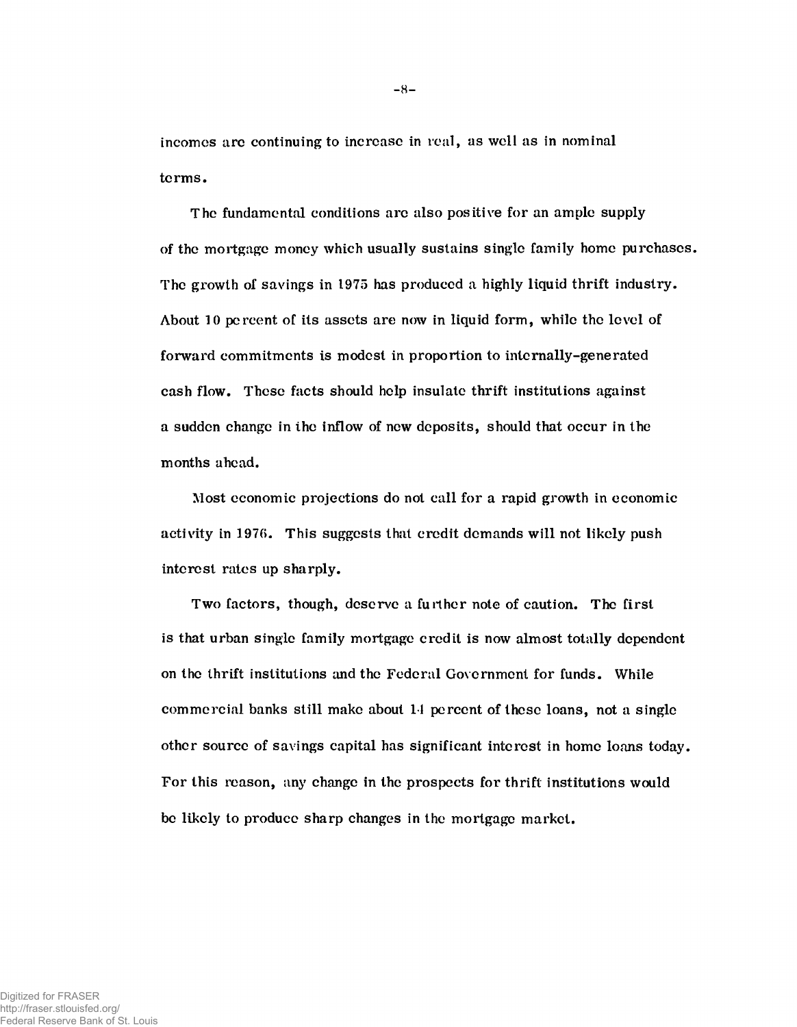incomes are continuing to increase in real, as well as in nominal terms.

The fundamental conditions are also positive for an ample supply of the mortgage money which usually sustains single family home purchases. The growth of savings in 1975 has produced a highly liquid thrift industry. About 10 percent of its assets are now in liquid form, while the level of forward commitments is modest in proportion to internally-generated cash flow. These facts should help insulate thrift institutions against a sudden change in the inflow of new deposits, should that occur in the months ahead.

Most economic projections do not call for a rapid growth in economic activity in 1976. This suggests that credit demands will not likely push interest rates up sharply.

Two factors, though, deserve a further note of caution. The first is that urban single family mortgage credit is now almost totally dependent on the thrift institutions and the Federal Government for funds. While commercial banks still make about 14 percent of these loans, not a single other source of savings capital has significant interest in home loans today. For this reason, any change in the prospects for thrift institutions would be likely to produce sharp changes in the mortgage market.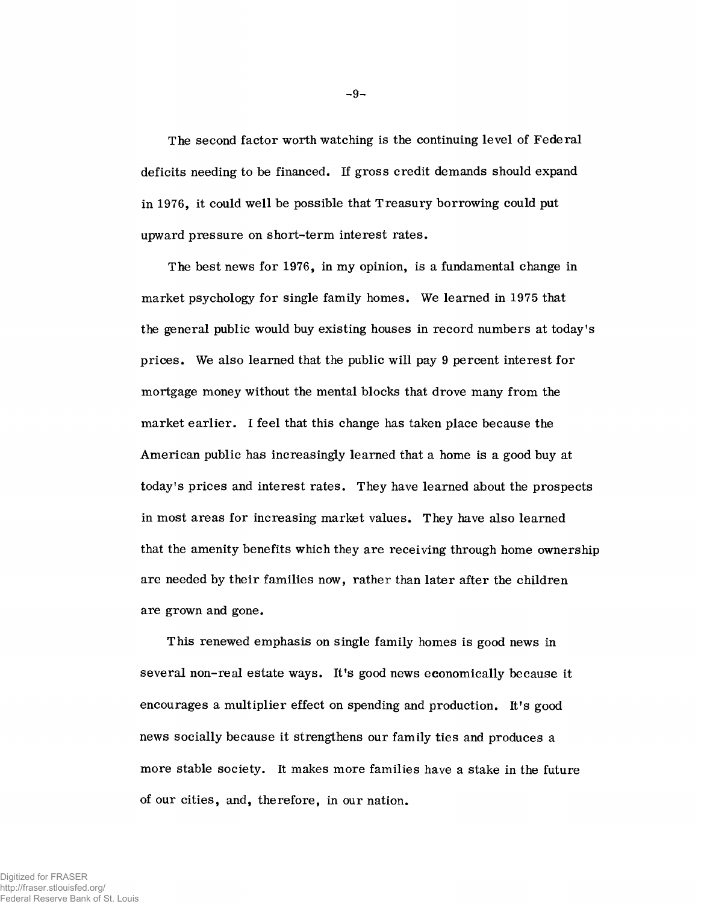The second factor worth watching is the continuing level of Federal deficits needing to be financed. If gross credit demands should expand in 1976, it could well be possible that Treasury borrowing could put upward pressure on short-term interest rates.

The best news for 1976, in my opinion, is a fundamental change in market psychology for single family homes. We learned in 1975 that the general public would buy existing houses in record numbers at today's prices. We also learned that the public will pay 9 percent interest for mortgage money without the mental blocks that drove many from the market earlier. I feel that this change has taken place because the American public has increasingly learned that a home is a good buy at today's prices and interest rates. They have learned about the prospects in most areas for increasing market values. They have also learned that the amenity benefits which they are receiving through home ownership are needed by their families now, rather than later after the children are grown and gone.

This renewed emphasis on single family homes is good news in several non-real estate ways. It's good news economically because it encourages a multiplier effect on spending and production. It's good news socially because it strengthens our family ties and produces a more stable society. It makes more families have a stake in the future of our cities, and, therefore, in our nation.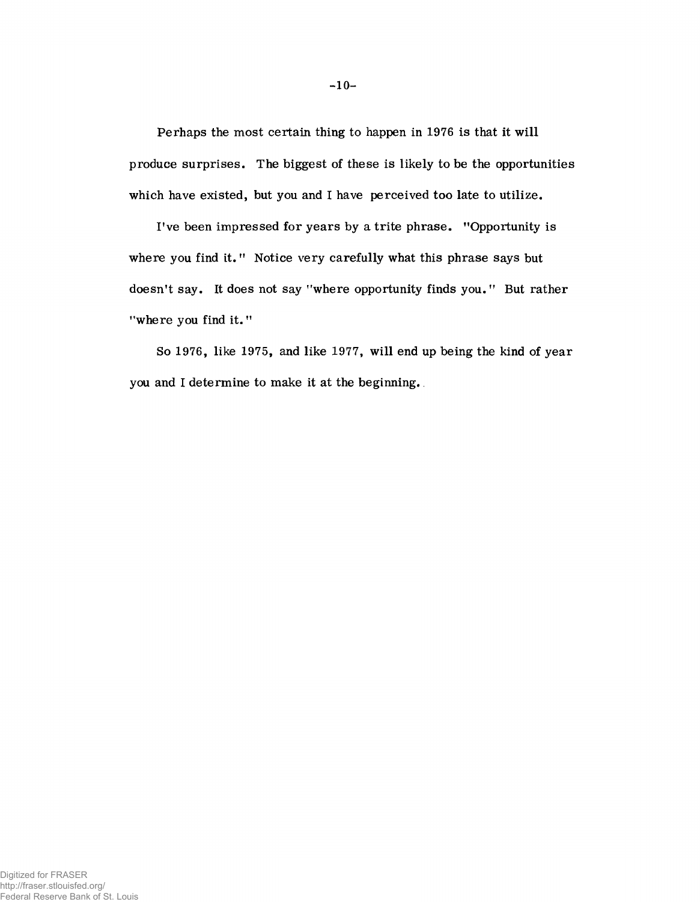Perhaps the most certain thing to happen in 1976 is that it will produce surprises. The biggest of these is likely to be the opportunities which have existed, but you and I have perceived too late to utilize.

I've been impressed for years by a trite phrase. "Opportunity is where you find it." Notice very carefully what this phrase says but doesn't say. It does not say "where opportunity finds you." But rather "where you find it."

So 1976, like 1975, and like 1977, will end up being the kind of year you and I determine to make it at the beginning.